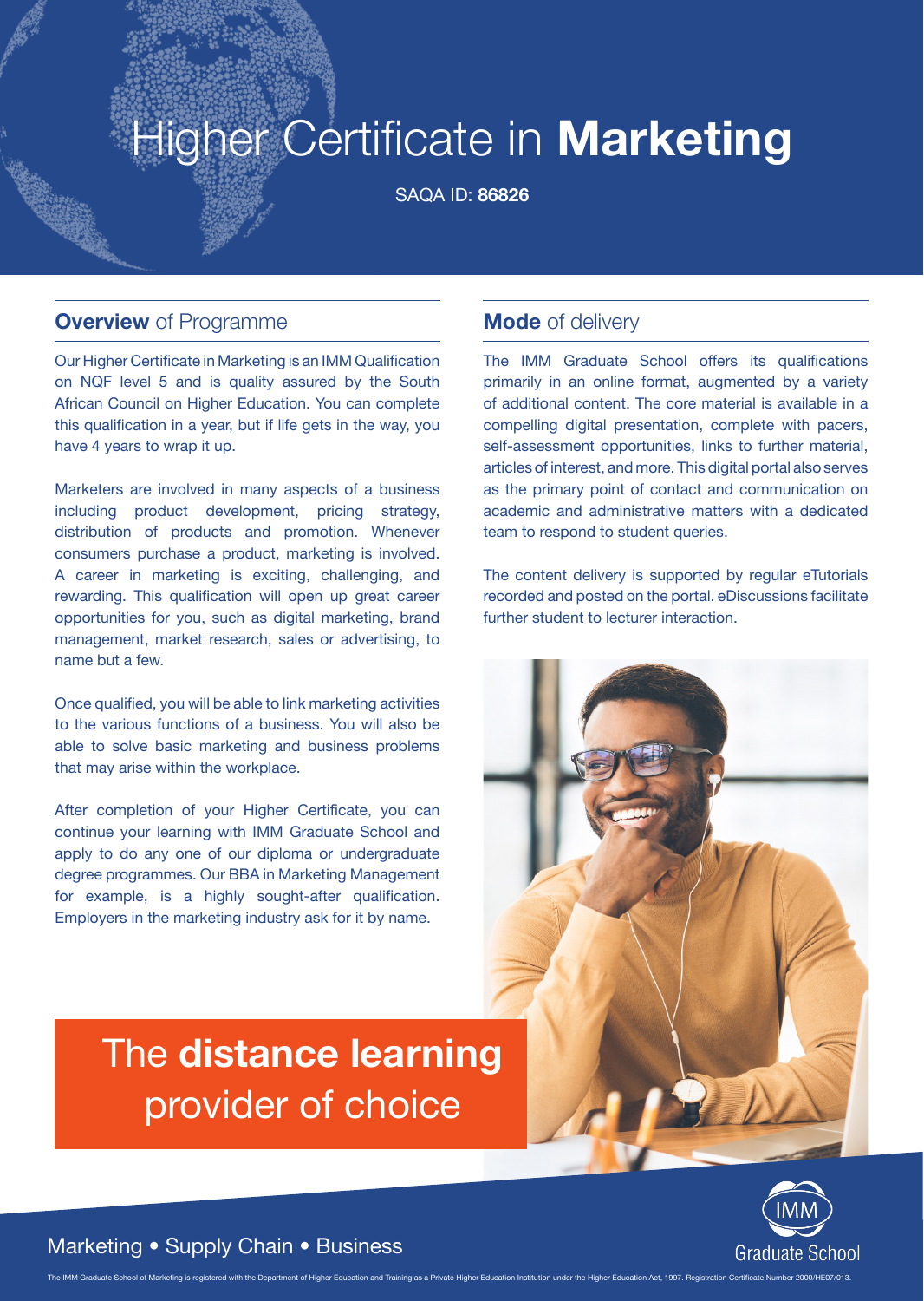# Higher Certificate in **Marketing**

SAQA ID: **86826**

## **Overview** of Programme

Our Higher Certificate in Marketing is an IMM Qualification on NQF level 5 and is quality assured by the South African Council on Higher Education. You can complete this qualification in a year, but if life gets in the way, you have 4 years to wrap it up.

Marketers are involved in many aspects of a business including product development, pricing strategy, distribution of products and promotion. Whenever consumers purchase a product, marketing is involved. A career in marketing is exciting, challenging, and rewarding. This qualification will open up great career opportunities for you, such as digital marketing, brand management, market research, sales or advertising, to name but a few.

Once qualified, you will be able to link marketing activities to the various functions of a business. You will also be able to solve basic marketing and business problems that may arise within the workplace.

After completion of your Higher Certificate, you can continue your learning with IMM Graduate School and apply to do any one of our diploma or undergraduate degree programmes. Our BBA in Marketing Management for example, is a highly sought-after qualification. Employers in the marketing industry ask for it by name.

## **Mode** of delivery

The IMM Graduate School offers its qualifications primarily in an online format, augmented by a variety of additional content. The core material is available in a compelling digital presentation, complete with pacers, self-assessment opportunities, links to further material, articles of interest, and more. This digital portal also serves as the primary point of contact and communication on academic and administrative matters with a dedicated team to respond to student queries.

The content delivery is supported by regular eTutorials recorded and posted on the portal. eDiscussions facilitate further student to lecturer interaction.

The **distance learning** provider of choice

Marketing • Supply Chain • Business

IMM Graduate School

The IMM Graduate School of Marketing is registered with the Department of Higher Education and Training as a Private Higher Education Institution under the Higher Education Act, 1997. Registration Certificate Number 2000/HE07/013.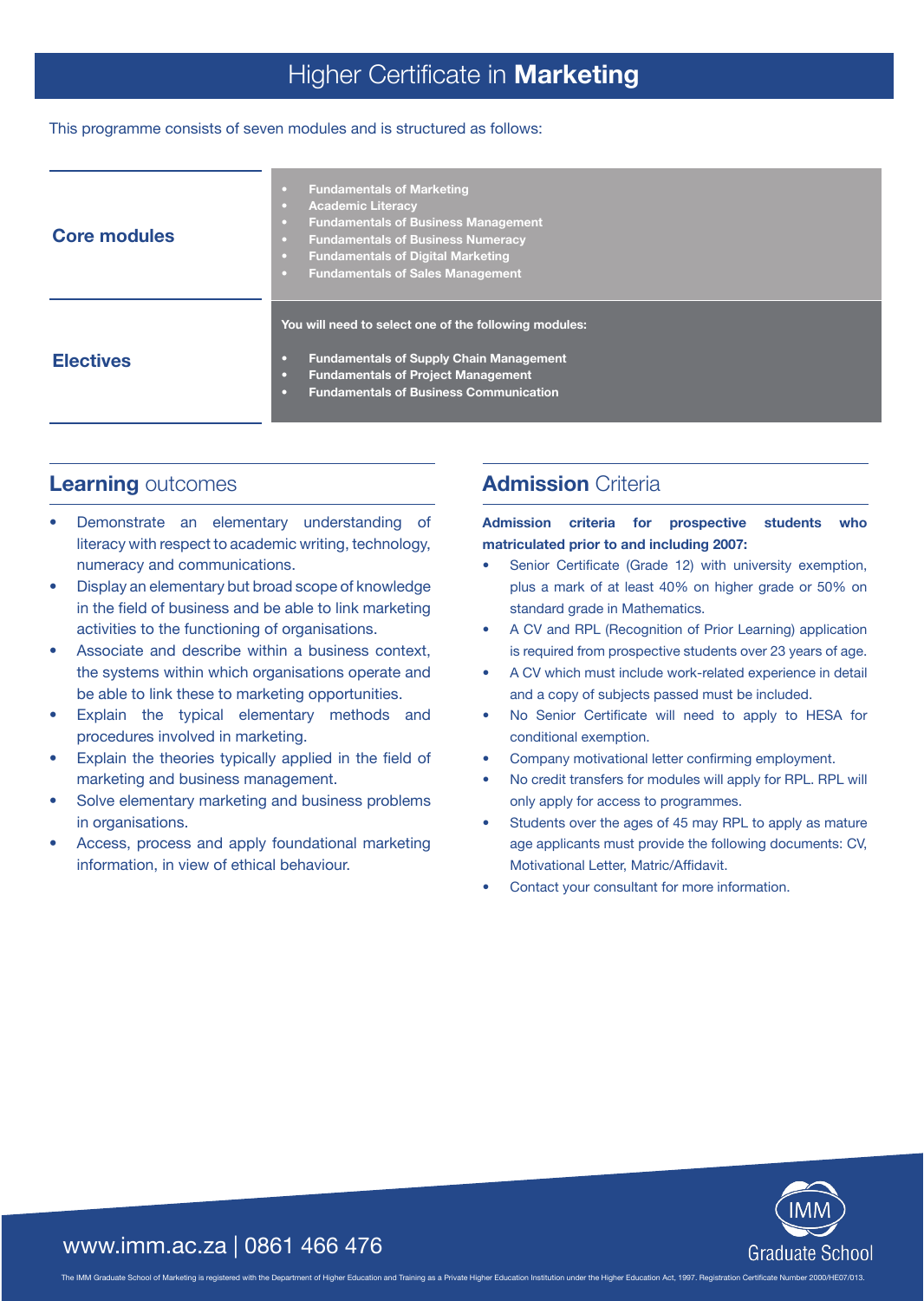# Higher Certificate in **Marketing**

This programme consists of seven modules and is structured as follows:

| | |
|---|---|
| **Core modules** | • Fundamentals of Marketing<br>• Academic Literacy<br>• Fundamentals of Business Management<br>• Fundamentals of Business Numeracy<br>• Fundamentals of Digital Marketing<br>• Fundamentals of Sales Management |
| **Electives** | You will need to select one of the following modules:<br>• Fundamentals of Supply Chain Management<br>• Fundamentals of Project Management<br>• Fundamentals of Business Communication |

## **Learning** outcomes

- Demonstrate an elementary understanding of literacy with respect to academic writing, technology, numeracy and communications.
- Display an elementary but broad scope of knowledge in the field of business and be able to link marketing activities to the functioning of organisations.
- Associate and describe within a business context, the systems within which organisations operate and be able to link these to marketing opportunities.
- Explain the typical elementary methods and procedures involved in marketing.
- Explain the theories typically applied in the field of marketing and business management.
- Solve elementary marketing and business problems in organisations.
- Access, process and apply foundational marketing information, in view of ethical behaviour.

## **Admission** Criteria

**Admission criteria for prospective students who matriculated prior to and including 2007:**

- Senior Certificate (Grade 12) with university exemption, plus a mark of at least 40% on higher grade or 50% on standard grade in Mathematics.
- A CV and RPL (Recognition of Prior Learning) application is required from prospective students over 23 years of age.
- A CV which must include work-related experience in detail and a copy of subjects passed must be included.
- No Senior Certificate will need to apply to HESA for conditional exemption.
- Company motivational letter confirming employment.
- No credit transfers for modules will apply for RPL. RPL will only apply for access to programmes.
- Students over the ages of 45 may RPL to apply as mature age applicants must provide the following documents: CV, Motivational Letter, Matric/Affidavit.
- Contact your consultant for more information.

www.imm.ac.za | 0861 466 476

IMM Graduate School

The IMM Graduate School of Marketing is registered with the Department of Higher Education and Training as a Private Higher Education Institution under the Higher Education Act, 1997. Registration Certificate Number 2000/HE07/013.